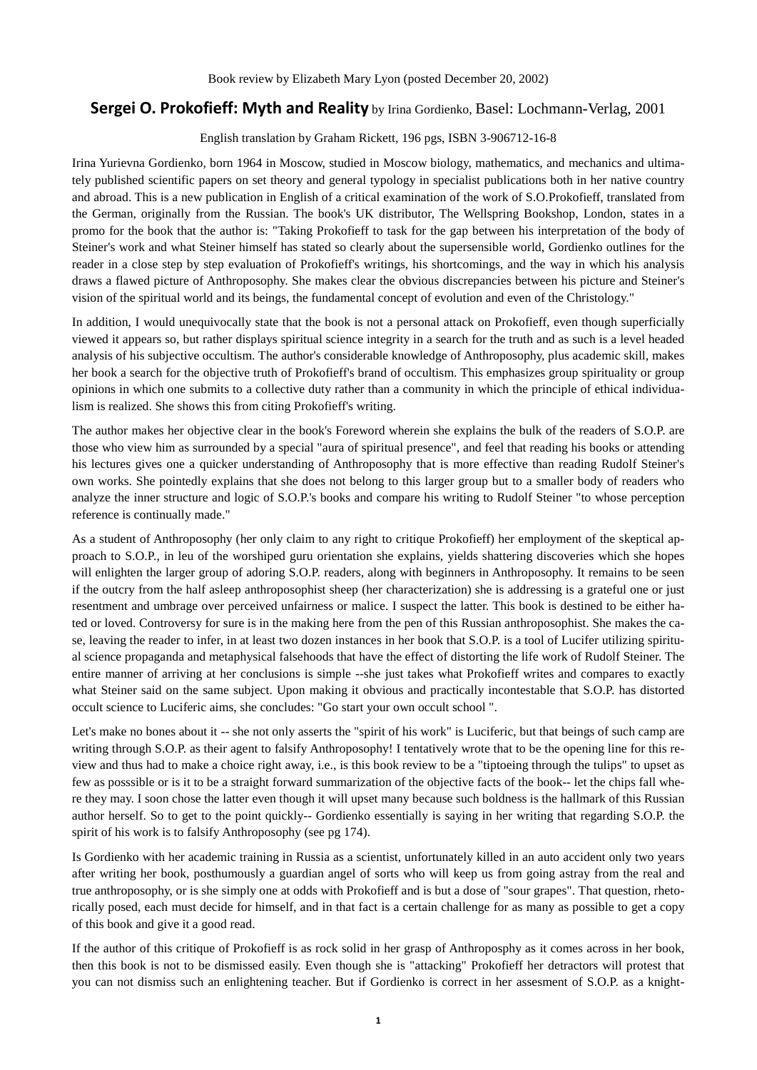Book review by Elizabeth Mary Lyon (posted December 20, 2002)

## **Sergei O. Prokofieff: Myth and Reality** by Irina Gordienko, Basel: Lochmann-Verlag, 2001

English translation by Graham Rickett, 196 pgs, ISBN 3-906712-16-8

Irina Yurievna Gordienko, born 1964 in Moscow, studied in Moscow biology, mathematics, and mechanics and ultimately published scientific papers on set theory and general typology in specialist publications both in her native country and abroad. This is a new publication in English of a critical examination of the work of S.O.Prokofieff, translated from the German, originally from the Russian. The book's UK distributor, The Wellspring Bookshop, London, states in a promo for the book that the author is: "Taking Prokofieff to task for the gap between his interpretation of the body of Steiner's work and what Steiner himself has stated so clearly about the supersensible world, Gordienko outlines for the reader in a close step by step evaluation of Prokofieff's writings, his shortcomings, and the way in which his analysis draws a flawed picture of Anthroposophy. She makes clear the obvious discrepancies between his picture and Steiner's vision of the spiritual world and its beings, the fundamental concept of evolution and even of the Christology."

In addition, I would unequivocally state that the book is not a personal attack on Prokofieff, even though superficially viewed it appears so, but rather displays spiritual science integrity in a search for the truth and as such is a level headed analysis of his subjective occultism. The author's considerable knowledge of Anthroposophy, plus academic skill, makes her book a search for the objective truth of Prokofieff's brand of occultism. This emphasizes group spirituality or group opinions in which one submits to a collective duty rather than a community in which the principle of ethical individualism is realized. She shows this from citing Prokofieff's writing.

The author makes her objective clear in the book's Foreword wherein she explains the bulk of the readers of S.O.P. are those who view him as surrounded by a special "aura of spiritual presence", and feel that reading his books or attending his lectures gives one a quicker understanding of Anthroposophy that is more effective than reading Rudolf Steiner's own works. She pointedly explains that she does not belong to this larger group but to a smaller body of readers who analyze the inner structure and logic of S.O.P.'s books and compare his writing to Rudolf Steiner "to whose perception reference is continually made."

As a student of Anthroposophy (her only claim to any right to critique Prokofieff) her employment of the skeptical approach to S.O.P., in leu of the worshiped guru orientation she explains, yields shattering discoveries which she hopes will enlighten the larger group of adoring S.O.P. readers, along with beginners in Anthroposophy. It remains to be seen if the outcry from the half asleep anthroposophist sheep (her characterization) she is addressing is a grateful one or just resentment and umbrage over perceived unfairness or malice. I suspect the latter. This book is destined to be either hated or loved. Controversy for sure is in the making here from the pen of this Russian anthroposophist. She makes the case, leaving the reader to infer, in at least two dozen instances in her book that S.O.P. is a tool of Lucifer utilizing spiritual science propaganda and metaphysical falsehoods that have the effect of distorting the life work of Rudolf Steiner. The entire manner of arriving at her conclusions is simple --she just takes what Prokofieff writes and compares to exactly what Steiner said on the same subject. Upon making it obvious and practically incontestable that S.O.P. has distorted occult science to Luciferic aims, she concludes: "Go start your own occult school ".

Let's make no bones about it -- she not only asserts the "spirit of his work" is Luciferic, but that beings of such camp are writing through S.O.P. as their agent to falsify Anthroposophy! I tentatively wrote that to be the opening line for this review and thus had to make a choice right away, i.e., is this book review to be a "tiptoeing through the tulips" to upset as few as posssible or is it to be a straight forward summarization of the objective facts of the book-- let the chips fall where they may. I soon chose the latter even though it will upset many because such boldness is the hallmark of this Russian author herself. So to get to the point quickly-- Gordienko essentially is saying in her writing that regarding S.O.P. the spirit of his work is to falsify Anthroposophy (see pg 174).

Is Gordienko with her academic training in Russia as a scientist, unfortunately killed in an auto accident only two years after writing her book, posthumously a guardian angel of sorts who will keep us from going astray from the real and true anthroposophy, or is she simply one at odds with Prokofieff and is but a dose of "sour grapes". That question, rhetorically posed, each must decide for himself, and in that fact is a certain challenge for as many as possible to get a copy of this book and give it a good read.

If the author of this critique of Prokofieff is as rock solid in her grasp of Anthroposphy as it comes across in her book, then this book is not to be dismissed easily. Even though she is "attacking" Prokofieff her detractors will protest that you can not dismiss such an enlightening teacher. But if Gordienko is correct in her assesment of S.O.P. as a knight-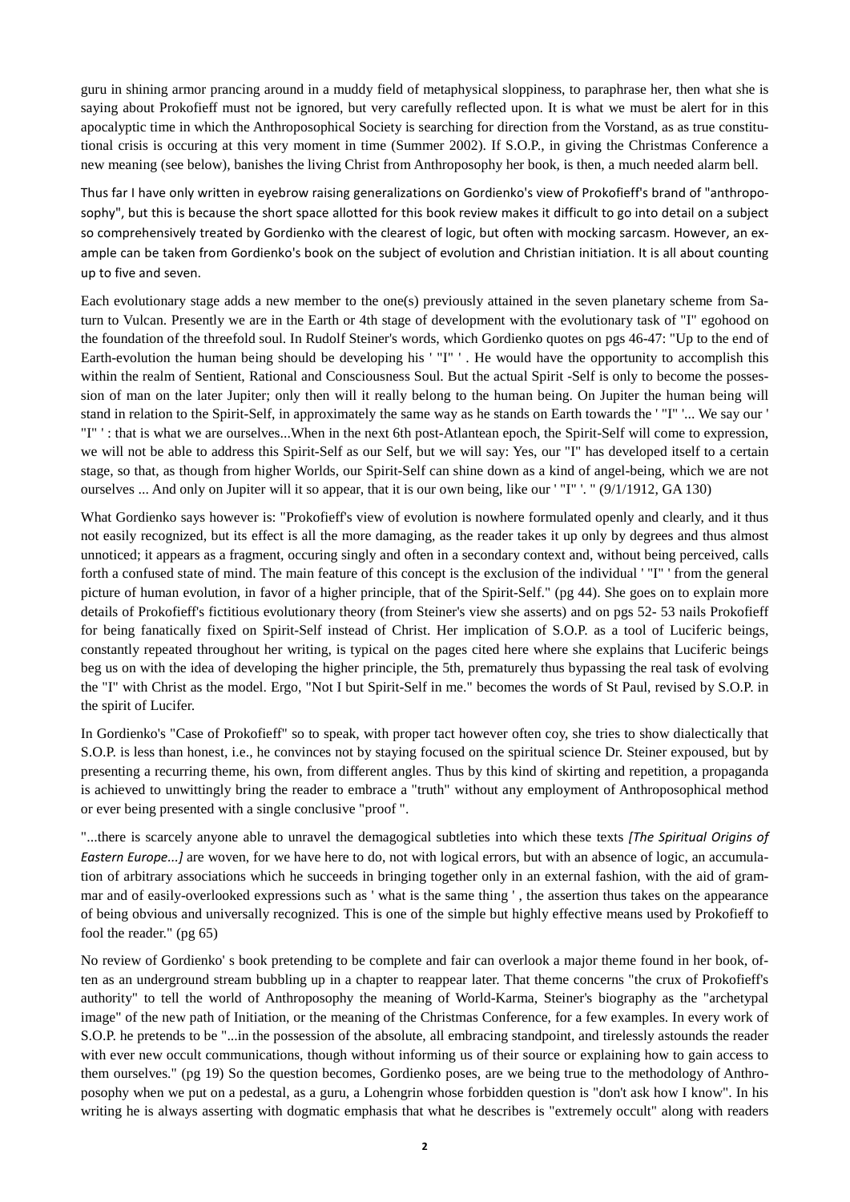guru in shining armor prancing around in a muddy field of metaphysical sloppiness, to paraphrase her, then what she is saying about Prokofieff must not be ignored, but very carefully reflected upon. It is what we must be alert for in this apocalyptic time in which the Anthroposophical Society is searching for direction from the Vorstand, as as true constitutional crisis is occuring at this very moment in time (Summer 2002). If S.O.P., in giving the Christmas Conference a new meaning (see below), banishes the living Christ from Anthroposophy her book, is then, a much needed alarm bell.

Thus far I have only written in eyebrow raising generalizations on Gordienko's view of Prokofieff's brand of "anthroposophy", but this is because the short space allotted for this book review makes it difficult to go into detail on a subject so comprehensively treated by Gordienko with the clearest of logic, but often with mocking sarcasm. However, an example can be taken from Gordienko's book on the subject of evolution and Christian initiation. It is all about counting up to five and seven.

Each evolutionary stage adds a new member to the one(s) previously attained in the seven planetary scheme from Saturn to Vulcan. Presently we are in the Earth or 4th stage of development with the evolutionary task of "I" egohood on the foundation of the threefold soul. In Rudolf Steiner's words, which Gordienko quotes on pgs 46-47: "Up to the end of Earth-evolution the human being should be developing his ' "I" ' . He would have the opportunity to accomplish this within the realm of Sentient, Rational and Consciousness Soul. But the actual Spirit -Self is only to become the possession of man on the later Jupiter; only then will it really belong to the human being. On Jupiter the human being will stand in relation to the Spirit-Self, in approximately the same way as he stands on Earth towards the ' "I" '... We say our ' "I" ' : that is what we are ourselves...When in the next 6th post-Atlantean epoch, the Spirit-Self will come to expression, we will not be able to address this Spirit-Self as our Self, but we will say: Yes, our "I" has developed itself to a certain stage, so that, as though from higher Worlds, our Spirit-Self can shine down as a kind of angel-being, which we are not ourselves ... And only on Jupiter will it so appear, that it is our own being, like our ' "I" '. " (9/1/1912, GA 130)

What Gordienko says however is: "Prokofieff's view of evolution is nowhere formulated openly and clearly, and it thus not easily recognized, but its effect is all the more damaging, as the reader takes it up only by degrees and thus almost unnoticed; it appears as a fragment, occuring singly and often in a secondary context and, without being perceived, calls forth a confused state of mind. The main feature of this concept is the exclusion of the individual ' "I" ' from the general picture of human evolution, in favor of a higher principle, that of the Spirit-Self." (pg 44). She goes on to explain more details of Prokofieff's fictitious evolutionary theory (from Steiner's view she asserts) and on pgs 52- 53 nails Prokofieff for being fanatically fixed on Spirit-Self instead of Christ. Her implication of S.O.P. as a tool of Luciferic beings, constantly repeated throughout her writing, is typical on the pages cited here where she explains that Luciferic beings beg us on with the idea of developing the higher principle, the 5th, prematurely thus bypassing the real task of evolving the "I" with Christ as the model. Ergo, "Not I but Spirit-Self in me." becomes the words of St Paul, revised by S.O.P. in the spirit of Lucifer.

In Gordienko's "Case of Prokofieff" so to speak, with proper tact however often coy, she tries to show dialectically that S.O.P. is less than honest, i.e., he convinces not by staying focused on the spiritual science Dr. Steiner expoused, but by presenting a recurring theme, his own, from different angles. Thus by this kind of skirting and repetition, a propaganda is achieved to unwittingly bring the reader to embrace a "truth" without any employment of Anthroposophical method or ever being presented with a single conclusive "proof ".

"...there is scarcely anyone able to unravel the demagogical subtleties into which these texts *[The Spiritual Origins of Eastern Europe...]* are woven, for we have here to do, not with logical errors, but with an absence of logic, an accumulation of arbitrary associations which he succeeds in bringing together only in an external fashion, with the aid of grammar and of easily-overlooked expressions such as ' what is the same thing ' , the assertion thus takes on the appearance of being obvious and universally recognized. This is one of the simple but highly effective means used by Prokofieff to fool the reader." (pg 65)

No review of Gordienko' s book pretending to be complete and fair can overlook a major theme found in her book, often as an underground stream bubbling up in a chapter to reappear later. That theme concerns "the crux of Prokofieff's authority" to tell the world of Anthroposophy the meaning of World-Karma, Steiner's biography as the "archetypal image" of the new path of Initiation, or the meaning of the Christmas Conference, for a few examples. In every work of S.O.P. he pretends to be "...in the possession of the absolute, all embracing standpoint, and tirelessly astounds the reader with ever new occult communications, though without informing us of their source or explaining how to gain access to them ourselves." (pg 19) So the question becomes, Gordienko poses, are we being true to the methodology of Anthroposophy when we put on a pedestal, as a guru, a Lohengrin whose forbidden question is "don't ask how I know". In his writing he is always asserting with dogmatic emphasis that what he describes is "extremely occult" along with readers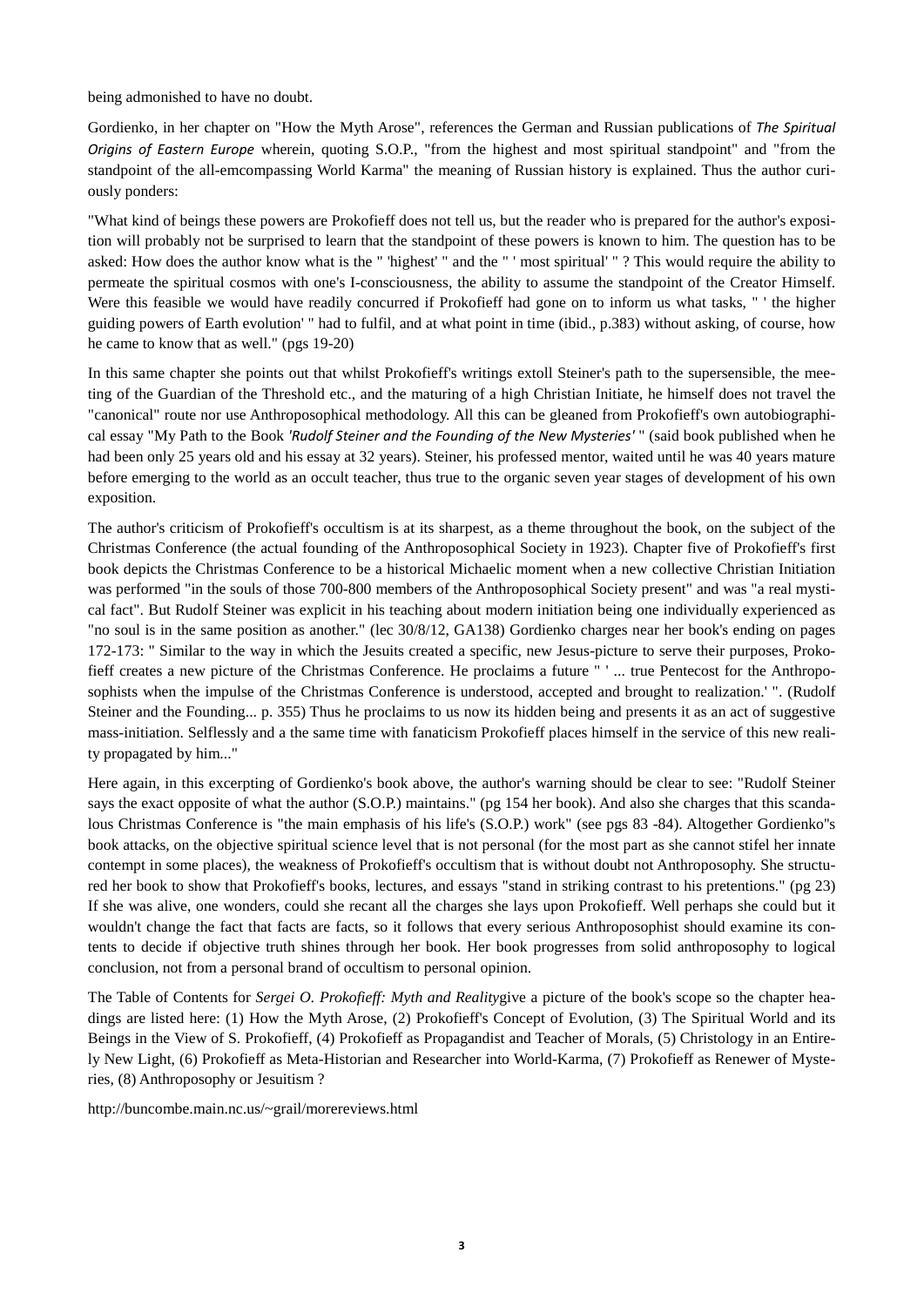being admonished to have no doubt.

Gordienko, in her chapter on "How the Myth Arose", references the German and Russian publications of *The Spiritual Origins of Eastern Europe* wherein, quoting S.O.P., "from the highest and most spiritual standpoint" and "from the standpoint of the all-emcompassing World Karma" the meaning of Russian history is explained. Thus the author curiously ponders:

"What kind of beings these powers are Prokofieff does not tell us, but the reader who is prepared for the author's exposition will probably not be surprised to learn that the standpoint of these powers is known to him. The question has to be asked: How does the author know what is the " 'highest' " and the " ' most spiritual' " ? This would require the ability to permeate the spiritual cosmos with one's I-consciousness, the ability to assume the standpoint of the Creator Himself. Were this feasible we would have readily concurred if Prokofieff had gone on to inform us what tasks, " ' the higher guiding powers of Earth evolution' " had to fulfil, and at what point in time (ibid., p.383) without asking, of course, how he came to know that as well." (pgs 19-20)

In this same chapter she points out that whilst Prokofieff's writings extoll Steiner's path to the supersensible, the meeting of the Guardian of the Threshold etc., and the maturing of a high Christian Initiate, he himself does not travel the "canonical" route nor use Anthroposophical methodology. All this can be gleaned from Prokofieff's own autobiographical essay "My Path to the Book *'Rudolf Steiner and the Founding of the New Mysteries'* " (said book published when he had been only 25 years old and his essay at 32 years). Steiner, his professed mentor, waited until he was 40 years mature before emerging to the world as an occult teacher, thus true to the organic seven year stages of development of his own exposition.

The author's criticism of Prokofieff's occultism is at its sharpest, as a theme throughout the book, on the subject of the Christmas Conference (the actual founding of the Anthroposophical Society in 1923). Chapter five of Prokofieff's first book depicts the Christmas Conference to be a historical Michaelic moment when a new collective Christian Initiation was performed "in the souls of those 700-800 members of the Anthroposophical Society present" and was "a real mystical fact". But Rudolf Steiner was explicit in his teaching about modern initiation being one individually experienced as "no soul is in the same position as another." (lec 30/8/12, GA138) Gordienko charges near her book's ending on pages 172-173: " Similar to the way in which the Jesuits created a specific, new Jesus-picture to serve their purposes, Prokofieff creates a new picture of the Christmas Conference. He proclaims a future " ' ... true Pentecost for the Anthroposophists when the impulse of the Christmas Conference is understood, accepted and brought to realization.' ". (Rudolf Steiner and the Founding... p. 355) Thus he proclaims to us now its hidden being and presents it as an act of suggestive mass-initiation. Selflessly and a the same time with fanaticism Prokofieff places himself in the service of this new reality propagated by him..."

Here again, in this excerpting of Gordienko's book above, the author's warning should be clear to see: "Rudolf Steiner says the exact opposite of what the author (S.O.P.) maintains." (pg 154 her book). And also she charges that this scandalous Christmas Conference is "the main emphasis of his life's (S.O.P.) work" (see pgs 83 -84). Altogether Gordienko"s book attacks, on the objective spiritual science level that is not personal (for the most part as she cannot stifel her innate contempt in some places), the weakness of Prokofieff's occultism that is without doubt not Anthroposophy. She structured her book to show that Prokofieff's books, lectures, and essays "stand in striking contrast to his pretentions." (pg 23) If she was alive, one wonders, could she recant all the charges she lays upon Prokofieff. Well perhaps she could but it wouldn't change the fact that facts are facts, so it follows that every serious Anthroposophist should examine its contents to decide if objective truth shines through her book. Her book progresses from solid anthroposophy to logical conclusion, not from a personal brand of occultism to personal opinion.

The Table of Contents for *Sergei O. Prokofieff: Myth and Reality*give a picture of the book's scope so the chapter headings are listed here: (1) How the Myth Arose, (2) Prokofieff's Concept of Evolution, (3) The Spiritual World and its Beings in the View of S. Prokofieff, (4) Prokofieff as Propagandist and Teacher of Morals, (5) Christology in an Entirely New Light, (6) Prokofieff as Meta-Historian and Researcher into World-Karma, (7) Prokofieff as Renewer of Mysteries, (8) Anthroposophy or Jesuitism ?

http://buncombe.main.nc.us/~grail/morereviews.html